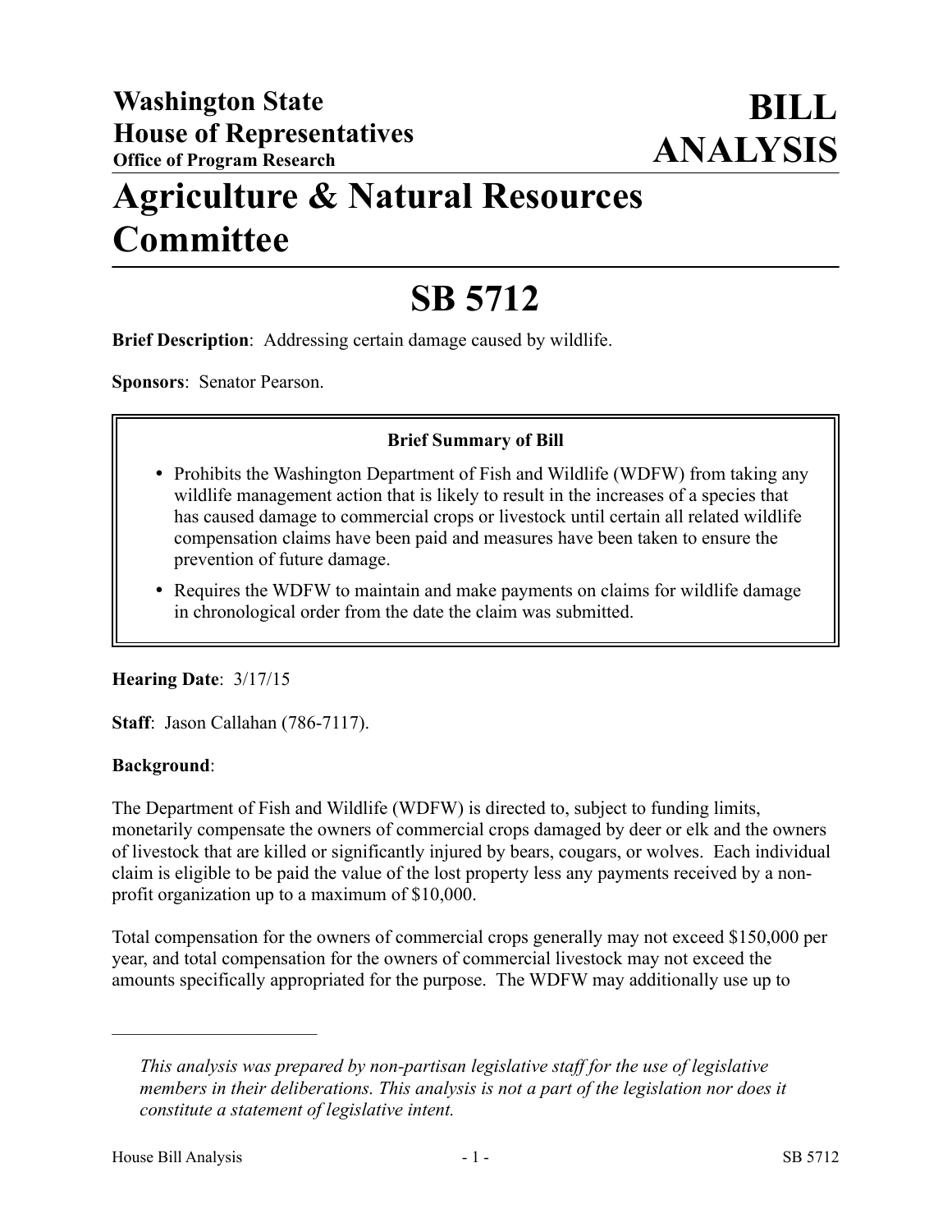**Washington State House of Representatives**
**Office of Program Research**

# BILL ANALYSIS

# Agriculture & Natural Resources Committee

# SB 5712

**Brief Description**: Addressing certain damage caused by wildlife.

**Sponsors**: Senator Pearson.

**Brief Summary of Bill**

- Prohibits the Washington Department of Fish and Wildlife (WDFW) from taking any wildlife management action that is likely to result in the increases of a species that has caused damage to commercial crops or livestock until certain all related wildlife compensation claims have been paid and measures have been taken to ensure the prevention of future damage.
- Requires the WDFW to maintain and make payments on claims for wildlife damage in chronological order from the date the claim was submitted.

**Hearing Date**: 3/17/15

**Staff**: Jason Callahan (786-7117).

**Background**:

The Department of Fish and Wildlife (WDFW) is directed to, subject to funding limits, monetarily compensate the owners of commercial crops damaged by deer or elk and the owners of livestock that are killed or significantly injured by bears, cougars, or wolves. Each individual claim is eligible to be paid the value of the lost property less any payments received by a non-profit organization up to a maximum of $10,000.

Total compensation for the owners of commercial crops generally may not exceed $150,000 per year, and total compensation for the owners of commercial livestock may not exceed the amounts specifically appropriated for the purpose. The WDFW may additionally use up to

---

*This analysis was prepared by non-partisan legislative staff for the use of legislative members in their deliberations. This analysis is not a part of the legislation nor does it constitute a statement of legislative intent.*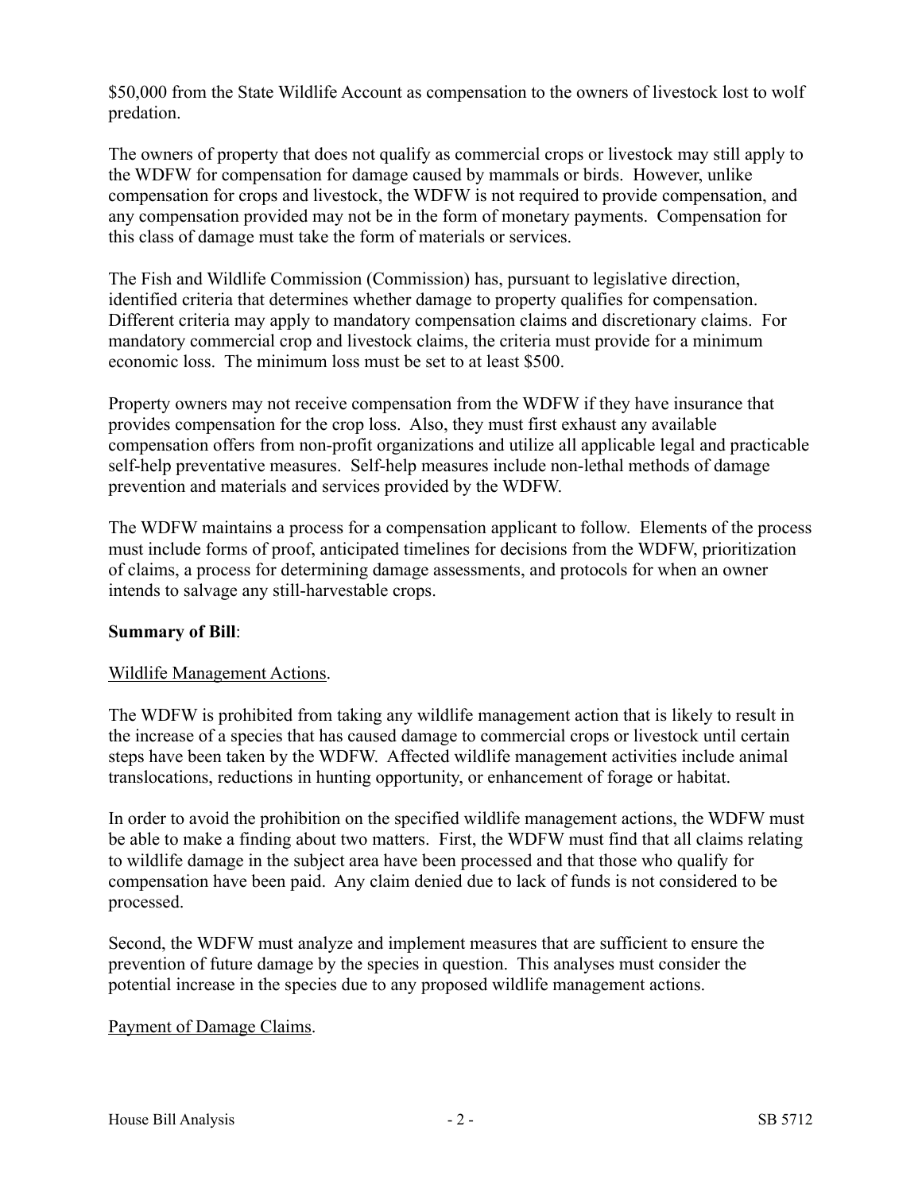$50,000 from the State Wildlife Account as compensation to the owners of livestock lost to wolf predation.

The owners of property that does not qualify as commercial crops or livestock may still apply to the WDFW for compensation for damage caused by mammals or birds. However, unlike compensation for crops and livestock, the WDFW is not required to provide compensation, and any compensation provided may not be in the form of monetary payments. Compensation for this class of damage must take the form of materials or services.

The Fish and Wildlife Commission (Commission) has, pursuant to legislative direction, identified criteria that determines whether damage to property qualifies for compensation. Different criteria may apply to mandatory compensation claims and discretionary claims. For mandatory commercial crop and livestock claims, the criteria must provide for a minimum economic loss. The minimum loss must be set to at least $500.

Property owners may not receive compensation from the WDFW if they have insurance that provides compensation for the crop loss. Also, they must first exhaust any available compensation offers from non-profit organizations and utilize all applicable legal and practicable self-help preventative measures. Self-help measures include non-lethal methods of damage prevention and materials and services provided by the WDFW.

The WDFW maintains a process for a compensation applicant to follow. Elements of the process must include forms of proof, anticipated timelines for decisions from the WDFW, prioritization of claims, a process for determining damage assessments, and protocols for when an owner intends to salvage any still-harvestable crops.

**Summary of Bill**:

Wildlife Management Actions.

The WDFW is prohibited from taking any wildlife management action that is likely to result in the increase of a species that has caused damage to commercial crops or livestock until certain steps have been taken by the WDFW. Affected wildlife management activities include animal translocations, reductions in hunting opportunity, or enhancement of forage or habitat.

In order to avoid the prohibition on the specified wildlife management actions, the WDFW must be able to make a finding about two matters. First, the WDFW must find that all claims relating to wildlife damage in the subject area have been processed and that those who qualify for compensation have been paid. Any claim denied due to lack of funds is not considered to be processed.

Second, the WDFW must analyze and implement measures that are sufficient to ensure the prevention of future damage by the species in question. This analyses must consider the potential increase in the species due to any proposed wildlife management actions.

Payment of Damage Claims.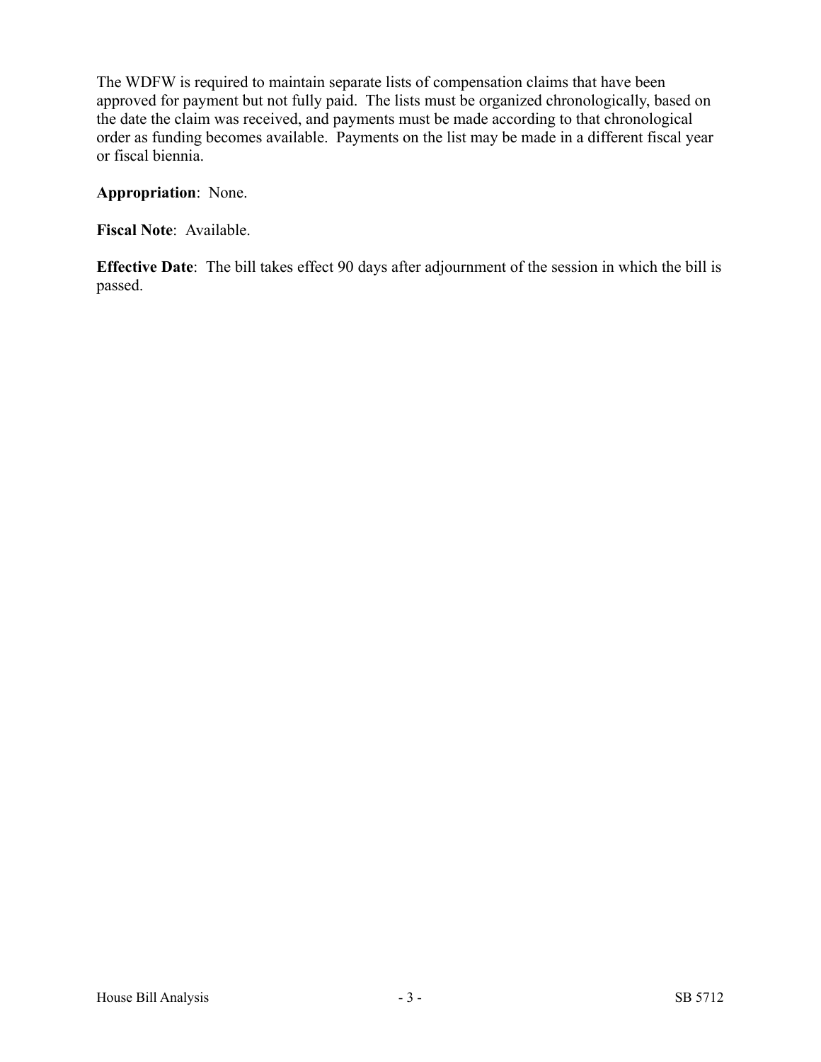The WDFW is required to maintain separate lists of compensation claims that have been approved for payment but not fully paid. The lists must be organized chronologically, based on the date the claim was received, and payments must be made according to that chronological order as funding becomes available. Payments on the list may be made in a different fiscal year or fiscal biennia.

**Appropriation**: None.

**Fiscal Note**: Available.

**Effective Date**: The bill takes effect 90 days after adjournment of the session in which the bill is passed.